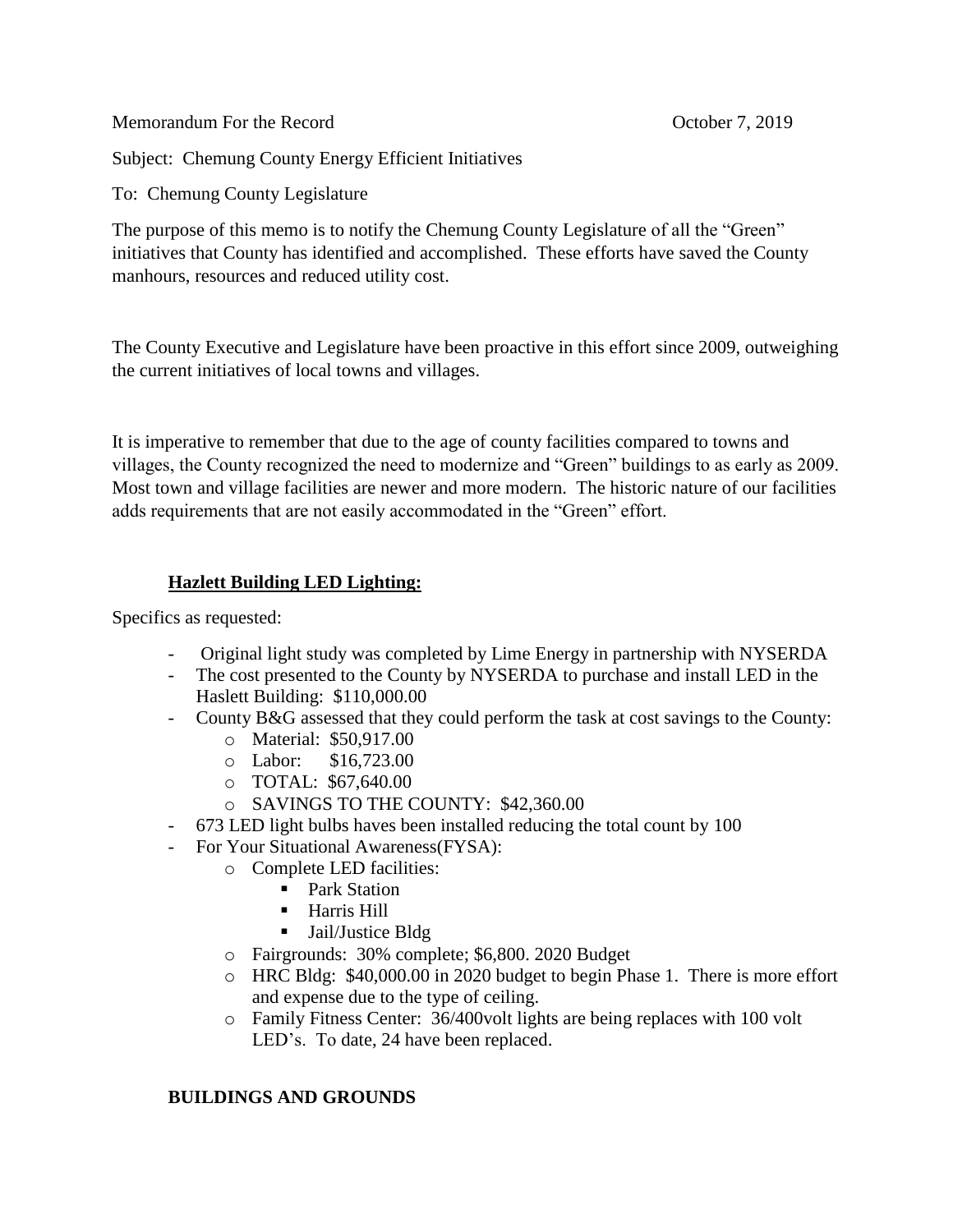Memorandum For the Record October 7, 2019

Subject: Chemung County Energy Efficient Initiatives

To: Chemung County Legislature

The purpose of this memo is to notify the Chemung County Legislature of all the "Green" initiatives that County has identified and accomplished. These efforts have saved the County manhours, resources and reduced utility cost.

The County Executive and Legislature have been proactive in this effort since 2009, outweighing the current initiatives of local towns and villages.

It is imperative to remember that due to the age of county facilities compared to towns and villages, the County recognized the need to modernize and "Green" buildings to as early as 2009. Most town and village facilities are newer and more modern. The historic nature of our facilities adds requirements that are not easily accommodated in the "Green" effort.

## **Hazlett Building LED Lighting:**

Specifics as requested:

- Original light study was completed by Lime Energy in partnership with NYSERDA
- The cost presented to the County by NYSERDA to purchase and install LED in the Haslett Building: $110,000.00
- County B&G assessed that they could perform the task at cost savings to the County:
  - Material: $50,917.00
  - Labor: $16,723.00
  - TOTAL: $67,640.00
  - SAVINGS TO THE COUNTY: $42,360.00
- 673 LED light bulbs haves been installed reducing the total count by 100
- For Your Situational Awareness(FYSA):
  - Complete LED facilities:
    - Park Station
    - Harris Hill
    - Jail/Justice Bldg
  - Fairgrounds: 30% complete; $6,800. 2020 Budget
  - HRC Bldg: $40,000.00 in 2020 budget to begin Phase 1. There is more effort and expense due to the type of ceiling.
  - Family Fitness Center: 36/400volt lights are being replaces with 100 volt LED's. To date, 24 have been replaced.

## **BUILDINGS AND GROUNDS**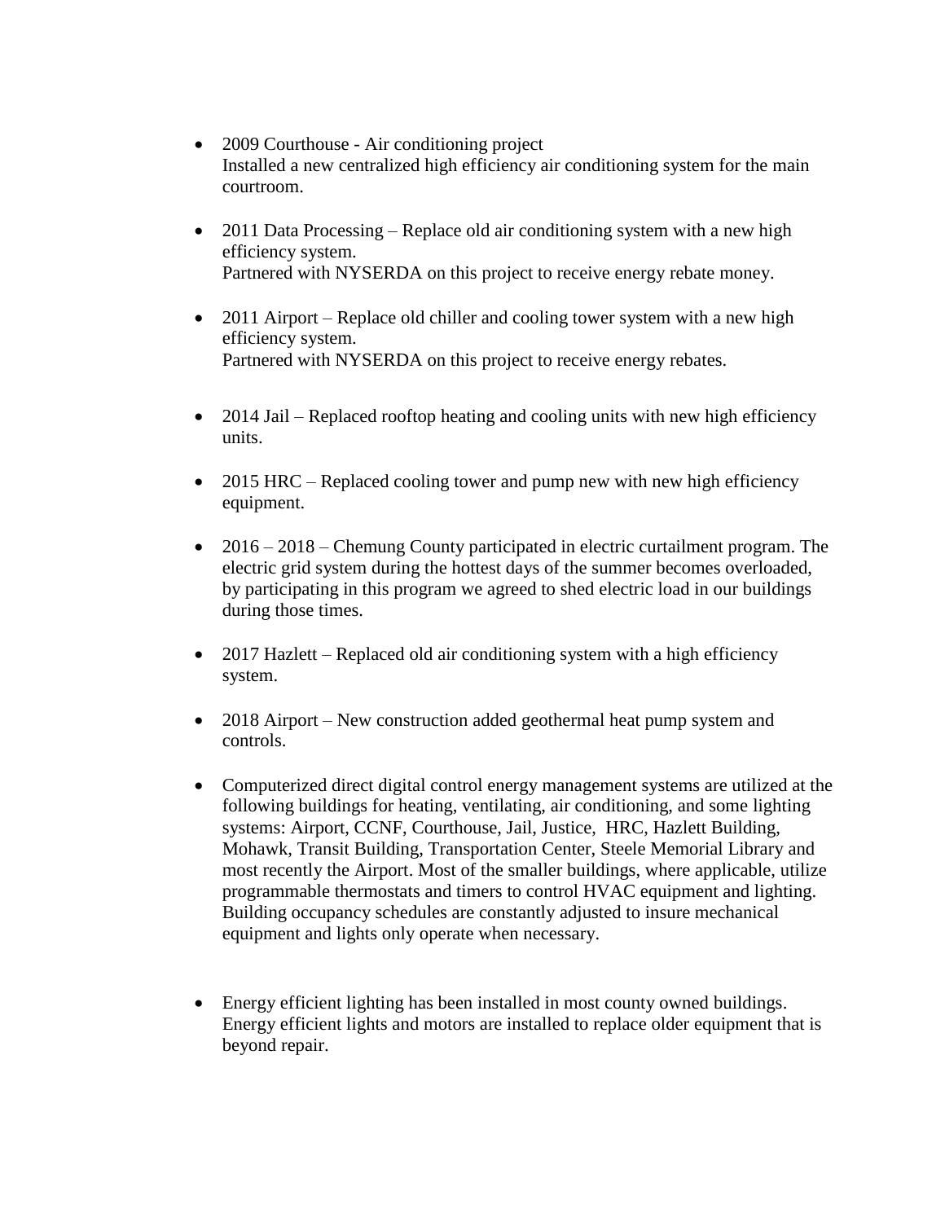- 2009 Courthouse - Air conditioning project
  Installed a new centralized high efficiency air conditioning system for the main courtroom.

- 2011 Data Processing – Replace old air conditioning system with a new high efficiency system.
  Partnered with NYSERDA on this project to receive energy rebate money.

- 2011 Airport – Replace old chiller and cooling tower system with a new high efficiency system.
  Partnered with NYSERDA on this project to receive energy rebates.

- 2014 Jail – Replaced rooftop heating and cooling units with new high efficiency units.

- 2015 HRC – Replaced cooling tower and pump new with new high efficiency equipment.

- 2016 – 2018 – Chemung County participated in electric curtailment program. The electric grid system during the hottest days of the summer becomes overloaded, by participating in this program we agreed to shed electric load in our buildings during those times.

- 2017 Hazlett – Replaced old air conditioning system with a high efficiency system.

- 2018 Airport – New construction added geothermal heat pump system and controls.

- Computerized direct digital control energy management systems are utilized at the following buildings for heating, ventilating, air conditioning, and some lighting systems: Airport, CCNF, Courthouse, Jail, Justice, HRC, Hazlett Building, Mohawk, Transit Building, Transportation Center, Steele Memorial Library and most recently the Airport. Most of the smaller buildings, where applicable, utilize programmable thermostats and timers to control HVAC equipment and lighting. Building occupancy schedules are constantly adjusted to insure mechanical equipment and lights only operate when necessary.

- Energy efficient lighting has been installed in most county owned buildings. Energy efficient lights and motors are installed to replace older equipment that is beyond repair.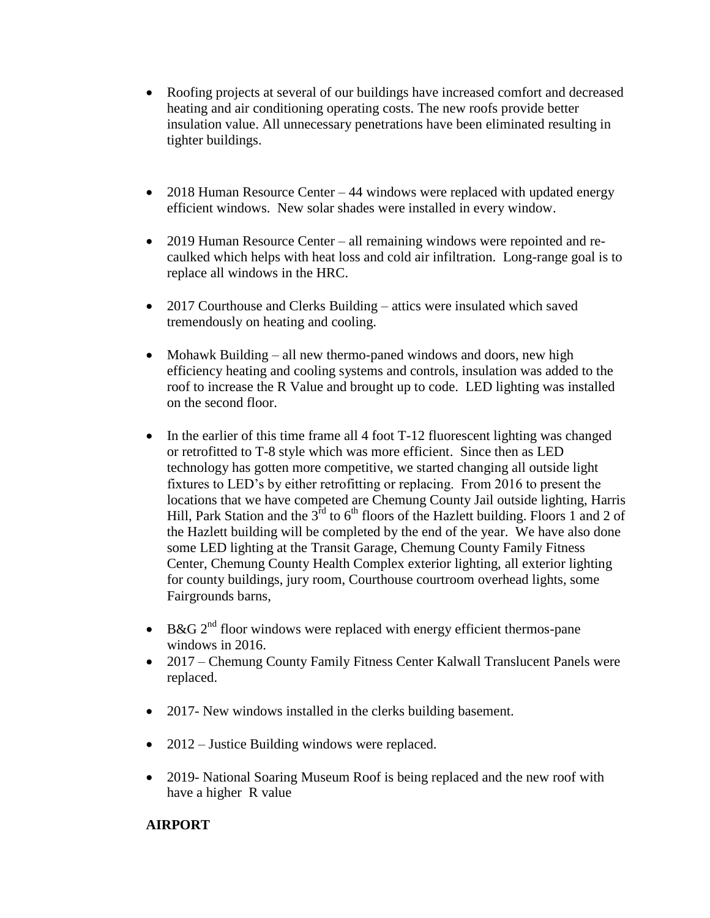- Roofing projects at several of our buildings have increased comfort and decreased heating and air conditioning operating costs. The new roofs provide better insulation value. All unnecessary penetrations have been eliminated resulting in tighter buildings.

- 2018 Human Resource Center – 44 windows were replaced with updated energy efficient windows. New solar shades were installed in every window.

- 2019 Human Resource Center – all remaining windows were repointed and re-caulked which helps with heat loss and cold air infiltration. Long-range goal is to replace all windows in the HRC.

- 2017 Courthouse and Clerks Building – attics were insulated which saved tremendously on heating and cooling.

- Mohawk Building – all new thermo-paned windows and doors, new high efficiency heating and cooling systems and controls, insulation was added to the roof to increase the R Value and brought up to code. LED lighting was installed on the second floor.

- In the earlier of this time frame all 4 foot T-12 fluorescent lighting was changed or retrofitted to T-8 style which was more efficient. Since then as LED technology has gotten more competitive, we started changing all outside light fixtures to LED's by either retrofitting or replacing. From 2016 to present the locations that we have competed are Chemung County Jail outside lighting, Harris Hill, Park Station and the 3rd to 6th floors of the Hazlett building. Floors 1 and 2 of the Hazlett building will be completed by the end of the year. We have also done some LED lighting at the Transit Garage, Chemung County Family Fitness Center, Chemung County Health Complex exterior lighting, all exterior lighting for county buildings, jury room, Courthouse courtroom overhead lights, some Fairgrounds barns,

- B&G 2nd floor windows were replaced with energy efficient thermos-pane windows in 2016.
- 2017 – Chemung County Family Fitness Center Kalwall Translucent Panels were replaced.

- 2017- New windows installed in the clerks building basement.

- 2012 – Justice Building windows were replaced.

- 2019- National Soaring Museum Roof is being replaced and the new roof with have a higher R value

**AIRPORT**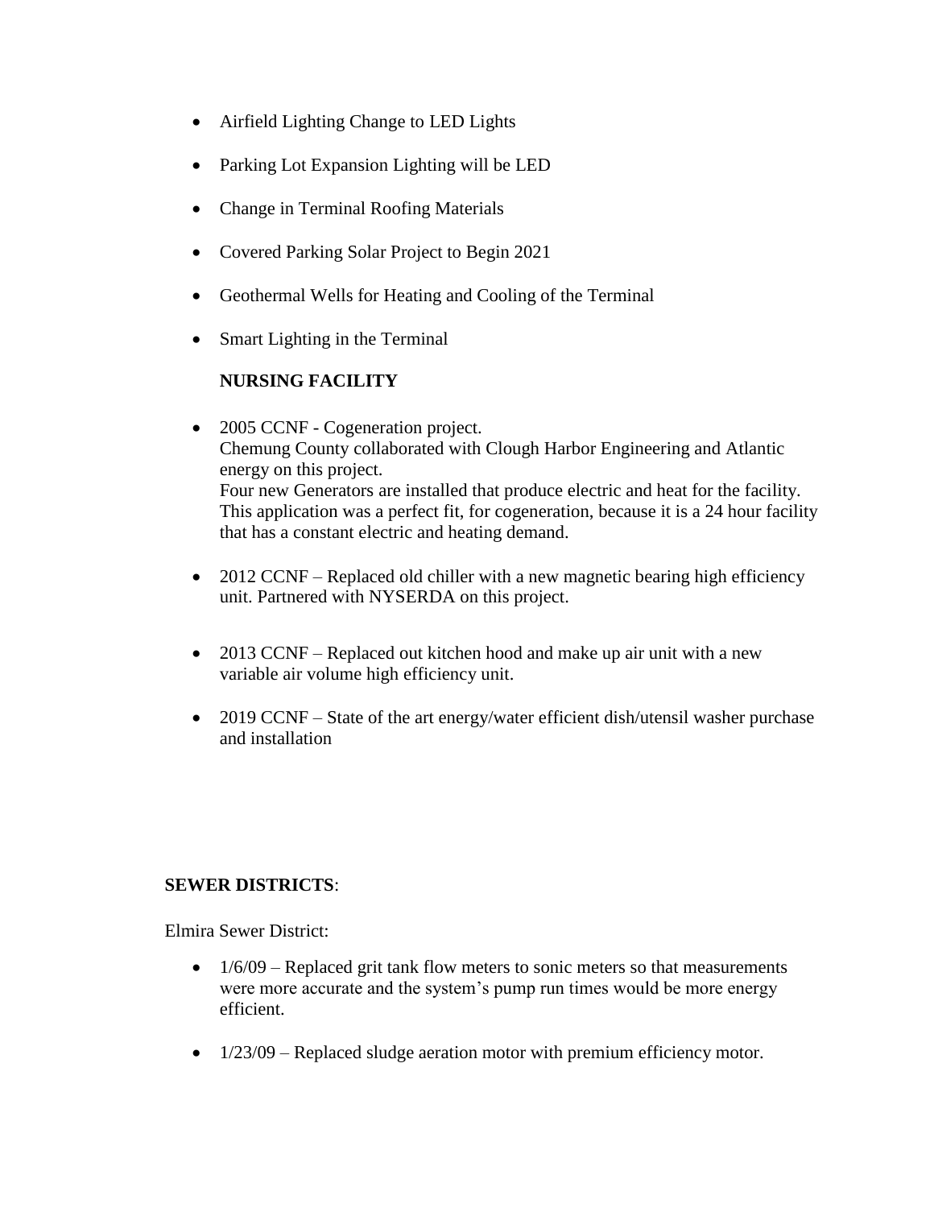- Airfield Lighting Change to LED Lights
- Parking Lot Expansion Lighting will be LED
- Change in Terminal Roofing Materials
- Covered Parking Solar Project to Begin 2021
- Geothermal Wells for Heating and Cooling of the Terminal
- Smart Lighting in the Terminal

**NURSING FACILITY**

- 2005 CCNF - Cogeneration project.
  Chemung County collaborated with Clough Harbor Engineering and Atlantic energy on this project.
  Four new Generators are installed that produce electric and heat for the facility. This application was a perfect fit, for cogeneration, because it is a 24 hour facility that has a constant electric and heating demand.
- 2012 CCNF – Replaced old chiller with a new magnetic bearing high efficiency unit. Partnered with NYSERDA on this project.
- 2013 CCNF – Replaced out kitchen hood and make up air unit with a new variable air volume high efficiency unit.
- 2019 CCNF – State of the art energy/water efficient dish/utensil washer purchase and installation

**SEWER DISTRICTS**:

Elmira Sewer District:

- 1/6/09 – Replaced grit tank flow meters to sonic meters so that measurements were more accurate and the system's pump run times would be more energy efficient.
- 1/23/09 – Replaced sludge aeration motor with premium efficiency motor.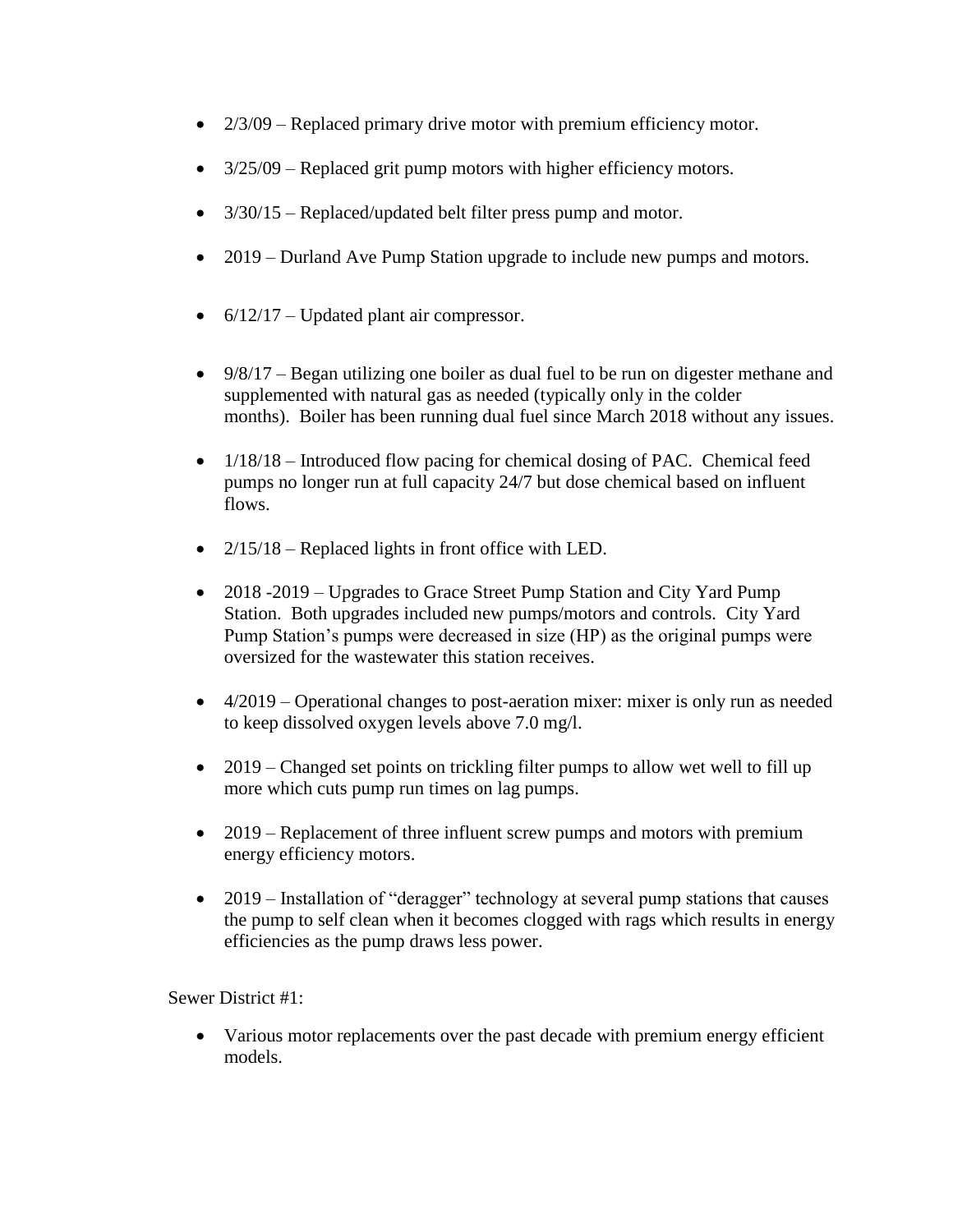- 2/3/09 – Replaced primary drive motor with premium efficiency motor.
- 3/25/09 – Replaced grit pump motors with higher efficiency motors.
- 3/30/15 – Replaced/updated belt filter press pump and motor.
- 2019 – Durland Ave Pump Station upgrade to include new pumps and motors.
- 6/12/17 – Updated plant air compressor.
- 9/8/17 – Began utilizing one boiler as dual fuel to be run on digester methane and supplemented with natural gas as needed (typically only in the colder months). Boiler has been running dual fuel since March 2018 without any issues.
- 1/18/18 – Introduced flow pacing for chemical dosing of PAC. Chemical feed pumps no longer run at full capacity 24/7 but dose chemical based on influent flows.
- 2/15/18 – Replaced lights in front office with LED.
- 2018 -2019 – Upgrades to Grace Street Pump Station and City Yard Pump Station. Both upgrades included new pumps/motors and controls. City Yard Pump Station's pumps were decreased in size (HP) as the original pumps were oversized for the wastewater this station receives.
- 4/2019 – Operational changes to post-aeration mixer: mixer is only run as needed to keep dissolved oxygen levels above 7.0 mg/l.
- 2019 – Changed set points on trickling filter pumps to allow wet well to fill up more which cuts pump run times on lag pumps.
- 2019 – Replacement of three influent screw pumps and motors with premium energy efficiency motors.
- 2019 – Installation of "deragger" technology at several pump stations that causes the pump to self clean when it becomes clogged with rags which results in energy efficiencies as the pump draws less power.

Sewer District #1:

- Various motor replacements over the past decade with premium energy efficient models.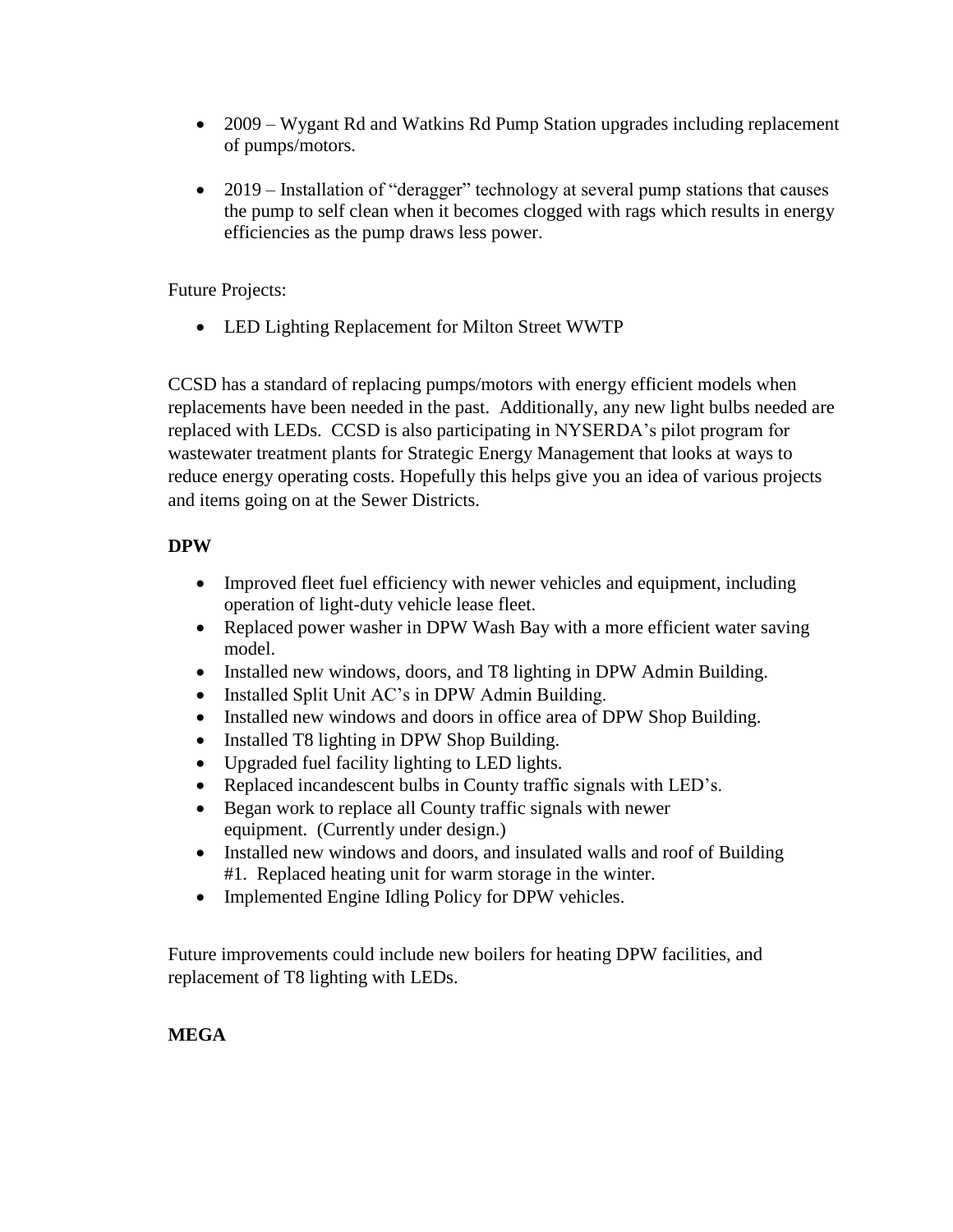- 2009 – Wygant Rd and Watkins Rd Pump Station upgrades including replacement of pumps/motors.

- 2019 – Installation of "deragger" technology at several pump stations that causes the pump to self clean when it becomes clogged with rags which results in energy efficiencies as the pump draws less power.

Future Projects:

- LED Lighting Replacement for Milton Street WWTP

CCSD has a standard of replacing pumps/motors with energy efficient models when replacements have been needed in the past. Additionally, any new light bulbs needed are replaced with LEDs. CCSD is also participating in NYSERDA's pilot program for wastewater treatment plants for Strategic Energy Management that looks at ways to reduce energy operating costs. Hopefully this helps give you an idea of various projects and items going on at the Sewer Districts.

**DPW**

- Improved fleet fuel efficiency with newer vehicles and equipment, including operation of light-duty vehicle lease fleet.
- Replaced power washer in DPW Wash Bay with a more efficient water saving model.
- Installed new windows, doors, and T8 lighting in DPW Admin Building.
- Installed Split Unit AC's in DPW Admin Building.
- Installed new windows and doors in office area of DPW Shop Building.
- Installed T8 lighting in DPW Shop Building.
- Upgraded fuel facility lighting to LED lights.
- Replaced incandescent bulbs in County traffic signals with LED's.
- Began work to replace all County traffic signals with newer equipment. (Currently under design.)
- Installed new windows and doors, and insulated walls and roof of Building #1. Replaced heating unit for warm storage in the winter.
- Implemented Engine Idling Policy for DPW vehicles.

Future improvements could include new boilers for heating DPW facilities, and replacement of T8 lighting with LEDs.

**MEGA**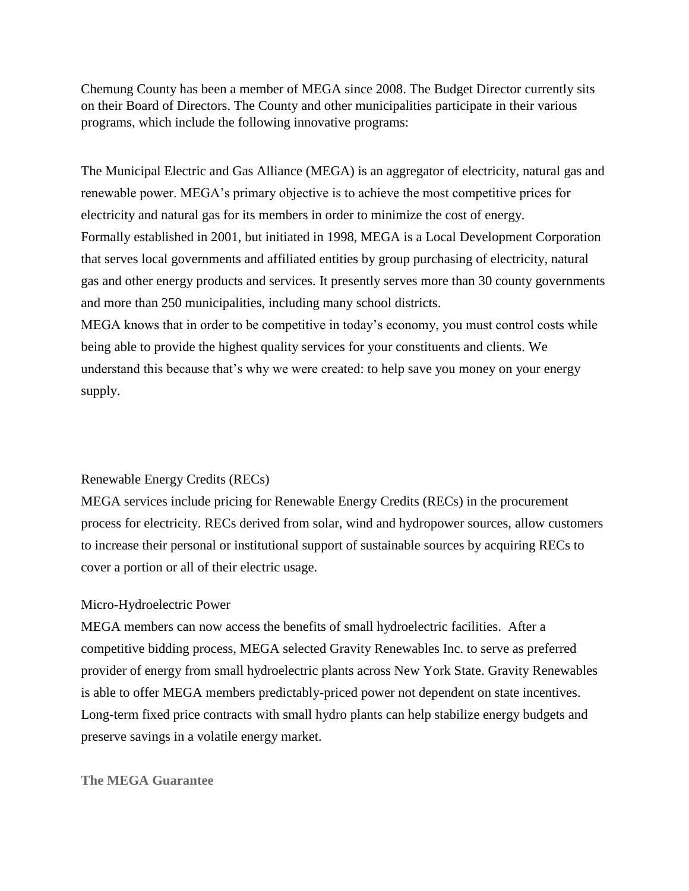Chemung County has been a member of MEGA since 2008. The Budget Director currently sits on their Board of Directors. The County and other municipalities participate in their various programs, which include the following innovative programs:

The Municipal Electric and Gas Alliance (MEGA) is an aggregator of electricity, natural gas and renewable power. MEGA's primary objective is to achieve the most competitive prices for electricity and natural gas for its members in order to minimize the cost of energy.
Formally established in 2001, but initiated in 1998, MEGA is a Local Development Corporation that serves local governments and affiliated entities by group purchasing of electricity, natural gas and other energy products and services. It presently serves more than 30 county governments and more than 250 municipalities, including many school districts.
MEGA knows that in order to be competitive in today's economy, you must control costs while being able to provide the highest quality services for your constituents and clients. We understand this because that's why we were created: to help save you money on your energy supply.

Renewable Energy Credits (RECs)
MEGA services include pricing for Renewable Energy Credits (RECs) in the procurement process for electricity. RECs derived from solar, wind and hydropower sources, allow customers to increase their personal or institutional support of sustainable sources by acquiring RECs to cover a portion or all of their electric usage.

Micro-Hydroelectric Power
MEGA members can now access the benefits of small hydroelectric facilities. After a competitive bidding process, MEGA selected Gravity Renewables Inc. to serve as preferred provider of energy from small hydroelectric plants across New York State. Gravity Renewables is able to offer MEGA members predictably-priced power not dependent on state incentives. Long-term fixed price contracts with small hydro plants can help stabilize energy budgets and preserve savings in a volatile energy market.

**The MEGA Guarantee**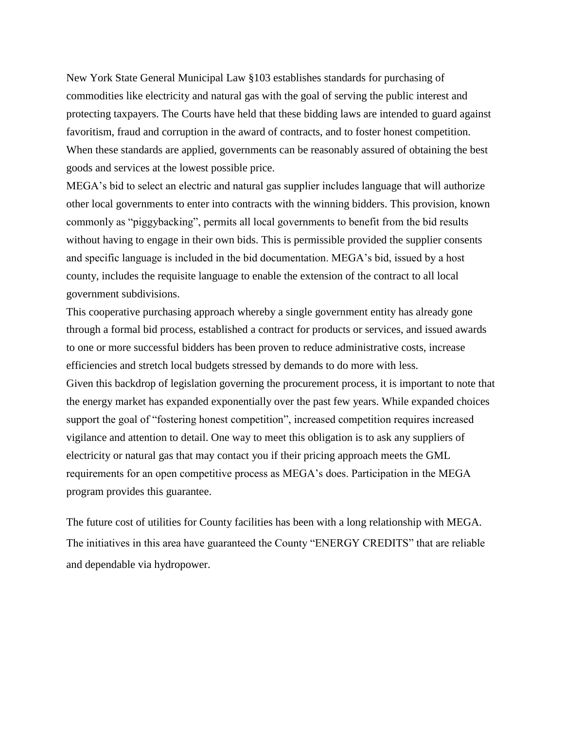New York State General Municipal Law §103 establishes standards for purchasing of commodities like electricity and natural gas with the goal of serving the public interest and protecting taxpayers. The Courts have held that these bidding laws are intended to guard against favoritism, fraud and corruption in the award of contracts, and to foster honest competition. When these standards are applied, governments can be reasonably assured of obtaining the best goods and services at the lowest possible price.

MEGA's bid to select an electric and natural gas supplier includes language that will authorize other local governments to enter into contracts with the winning bidders. This provision, known commonly as "piggybacking", permits all local governments to benefit from the bid results without having to engage in their own bids. This is permissible provided the supplier consents and specific language is included in the bid documentation. MEGA's bid, issued by a host county, includes the requisite language to enable the extension of the contract to all local government subdivisions.

This cooperative purchasing approach whereby a single government entity has already gone through a formal bid process, established a contract for products or services, and issued awards to one or more successful bidders has been proven to reduce administrative costs, increase efficiencies and stretch local budgets stressed by demands to do more with less.

Given this backdrop of legislation governing the procurement process, it is important to note that the energy market has expanded exponentially over the past few years. While expanded choices support the goal of "fostering honest competition", increased competition requires increased vigilance and attention to detail. One way to meet this obligation is to ask any suppliers of electricity or natural gas that may contact you if their pricing approach meets the GML requirements for an open competitive process as MEGA's does. Participation in the MEGA program provides this guarantee.

The future cost of utilities for County facilities has been with a long relationship with MEGA. The initiatives in this area have guaranteed the County "ENERGY CREDITS" that are reliable and dependable via hydropower.